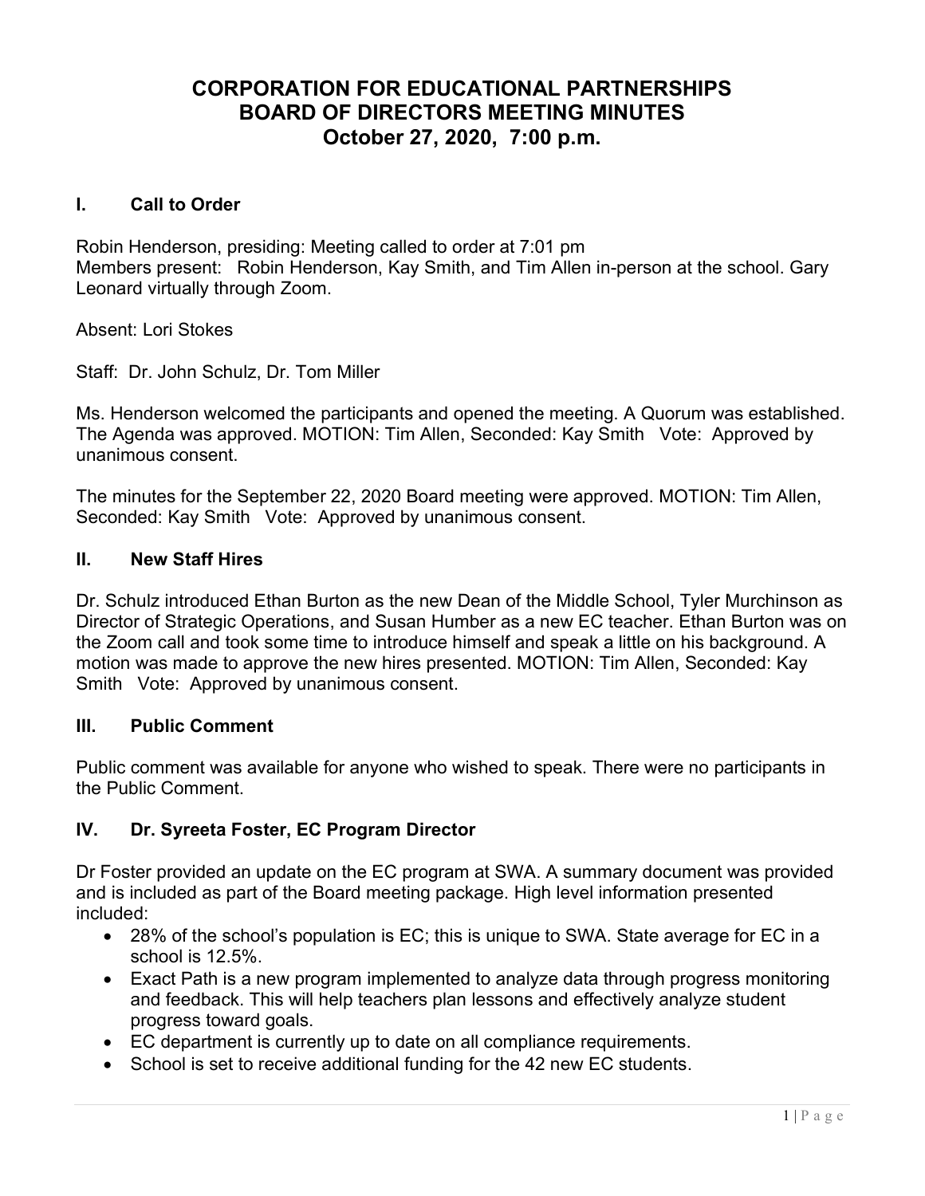# CORPORATION FOR EDUCATIONAL PARTNERSHIPS
# BOARD OF DIRECTORS MEETING MINUTES
# October 27, 2020, 7:00 p.m.

## I. Call to Order

Robin Henderson, presiding: Meeting called to order at 7:01 pm
Members present: Robin Henderson, Kay Smith, and Tim Allen in-person at the school. Gary Leonard virtually through Zoom.

Absent: Lori Stokes

Staff: Dr. John Schulz, Dr. Tom Miller

Ms. Henderson welcomed the participants and opened the meeting. A Quorum was established. The Agenda was approved. MOTION: Tim Allen, Seconded: Kay Smith Vote: Approved by unanimous consent.

The minutes for the September 22, 2020 Board meeting were approved. MOTION: Tim Allen, Seconded: Kay Smith Vote: Approved by unanimous consent.

## II. New Staff Hires

Dr. Schulz introduced Ethan Burton as the new Dean of the Middle School, Tyler Murchinson as Director of Strategic Operations, and Susan Humber as a new EC teacher. Ethan Burton was on the Zoom call and took some time to introduce himself and speak a little on his background. A motion was made to approve the new hires presented. MOTION: Tim Allen, Seconded: Kay Smith Vote: Approved by unanimous consent.

## III. Public Comment

Public comment was available for anyone who wished to speak. There were no participants in the Public Comment.

## IV. Dr. Syreeta Foster, EC Program Director

Dr Foster provided an update on the EC program at SWA. A summary document was provided and is included as part of the Board meeting package. High level information presented included:

- 28% of the school's population is EC; this is unique to SWA. State average for EC in a school is 12.5%.
- Exact Path is a new program implemented to analyze data through progress monitoring and feedback. This will help teachers plan lessons and effectively analyze student progress toward goals.
- EC department is currently up to date on all compliance requirements.
- School is set to receive additional funding for the 42 new EC students.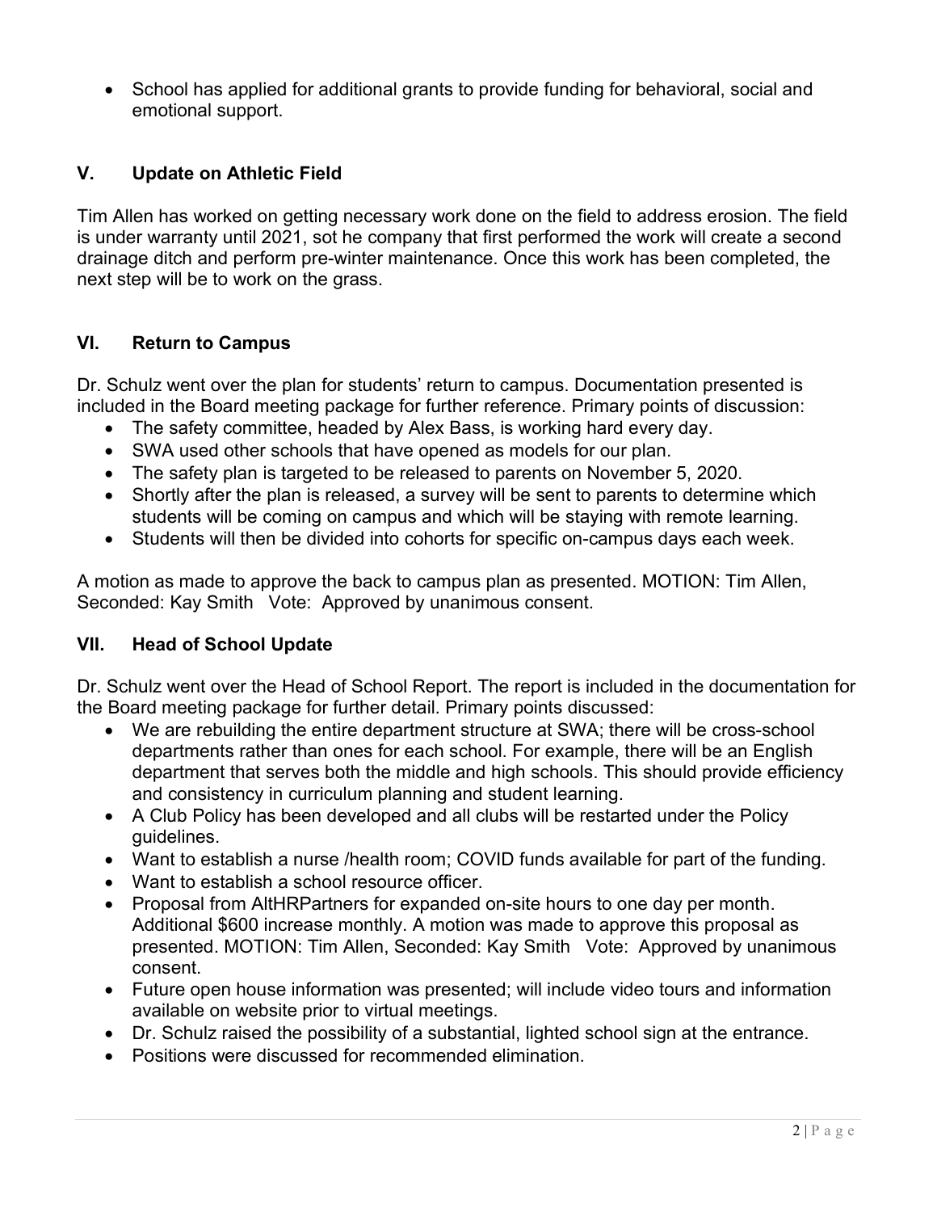- School has applied for additional grants to provide funding for behavioral, social and emotional support.

## V. Update on Athletic Field

Tim Allen has worked on getting necessary work done on the field to address erosion. The field is under warranty until 2021, sot he company that first performed the work will create a second drainage ditch and perform pre-winter maintenance. Once this work has been completed, the next step will be to work on the grass.

## VI. Return to Campus

Dr. Schulz went over the plan for students' return to campus. Documentation presented is included in the Board meeting package for further reference. Primary points of discussion:

- The safety committee, headed by Alex Bass, is working hard every day.
- SWA used other schools that have opened as models for our plan.
- The safety plan is targeted to be released to parents on November 5, 2020.
- Shortly after the plan is released, a survey will be sent to parents to determine which students will be coming on campus and which will be staying with remote learning.
- Students will then be divided into cohorts for specific on-campus days each week.

A motion as made to approve the back to campus plan as presented. MOTION: Tim Allen, Seconded: Kay Smith Vote: Approved by unanimous consent.

## VII. Head of School Update

Dr. Schulz went over the Head of School Report. The report is included in the documentation for the Board meeting package for further detail. Primary points discussed:

- We are rebuilding the entire department structure at SWA; there will be cross-school departments rather than ones for each school. For example, there will be an English department that serves both the middle and high schools. This should provide efficiency and consistency in curriculum planning and student learning.
- A Club Policy has been developed and all clubs will be restarted under the Policy guidelines.
- Want to establish a nurse /health room; COVID funds available for part of the funding.
- Want to establish a school resource officer.
- Proposal from AltHRPartners for expanded on-site hours to one day per month. Additional $600 increase monthly. A motion was made to approve this proposal as presented. MOTION: Tim Allen, Seconded: Kay Smith Vote: Approved by unanimous consent.
- Future open house information was presented; will include video tours and information available on website prior to virtual meetings.
- Dr. Schulz raised the possibility of a substantial, lighted school sign at the entrance.
- Positions were discussed for recommended elimination.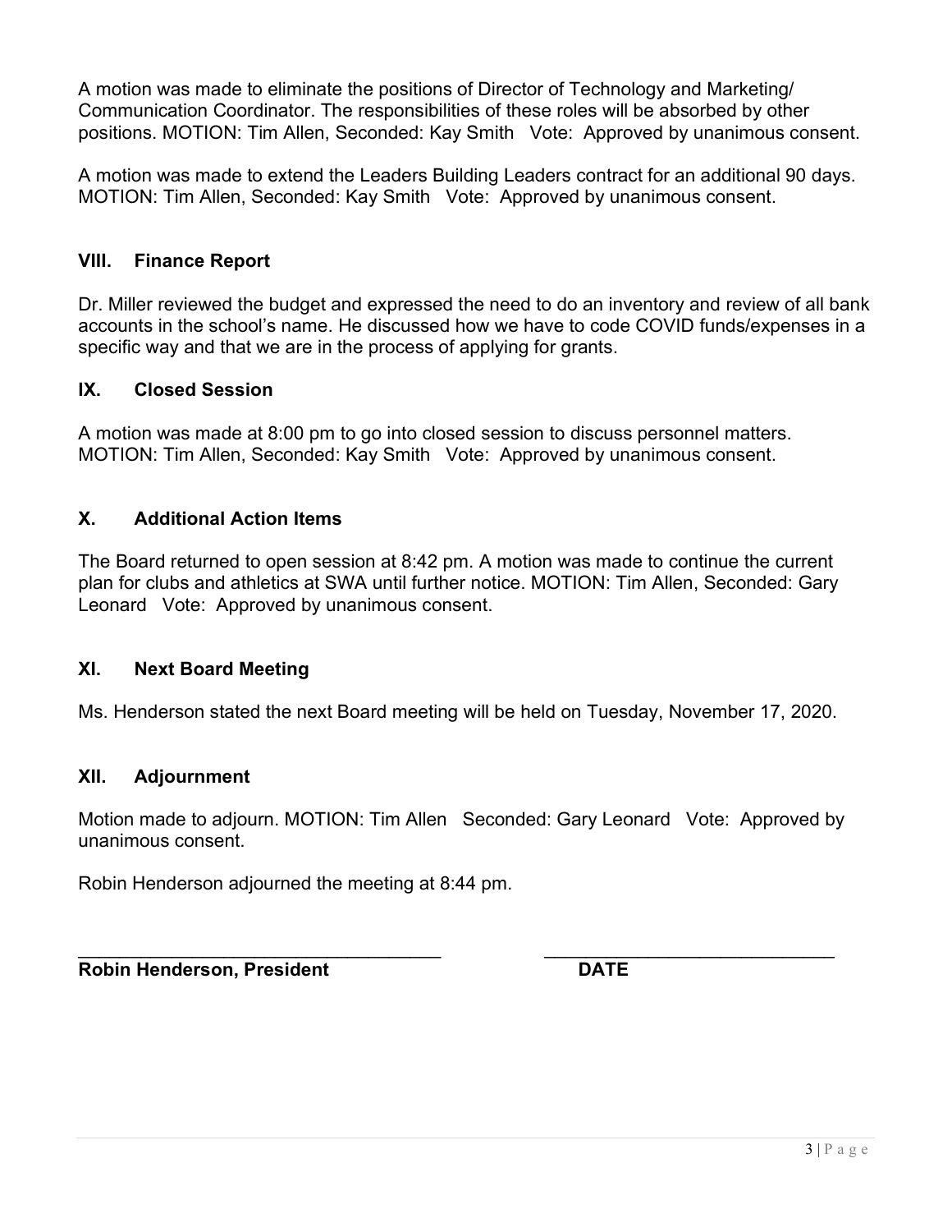A motion was made to eliminate the positions of Director of Technology and Marketing/ Communication Coordinator. The responsibilities of these roles will be absorbed by other positions. MOTION: Tim Allen, Seconded: Kay Smith Vote: Approved by unanimous consent.

A motion was made to extend the Leaders Building Leaders contract for an additional 90 days. MOTION: Tim Allen, Seconded: Kay Smith Vote: Approved by unanimous consent.

## VIII. Finance Report

Dr. Miller reviewed the budget and expressed the need to do an inventory and review of all bank accounts in the school's name. He discussed how we have to code COVID funds/expenses in a specific way and that we are in the process of applying for grants.

## IX. Closed Session

A motion was made at 8:00 pm to go into closed session to discuss personnel matters. MOTION: Tim Allen, Seconded: Kay Smith Vote: Approved by unanimous consent.

## X. Additional Action Items

The Board returned to open session at 8:42 pm. A motion was made to continue the current plan for clubs and athletics at SWA until further notice. MOTION: Tim Allen, Seconded: Gary Leonard Vote: Approved by unanimous consent.

## XI. Next Board Meeting

Ms. Henderson stated the next Board meeting will be held on Tuesday, November 17, 2020.

## XII. Adjournment

Motion made to adjourn. MOTION: Tim Allen Seconded: Gary Leonard Vote: Approved by unanimous consent.

Robin Henderson adjourned the meeting at 8:44 pm.

_____________________________________ _____________________________

**Robin Henderson, President** **DATE**